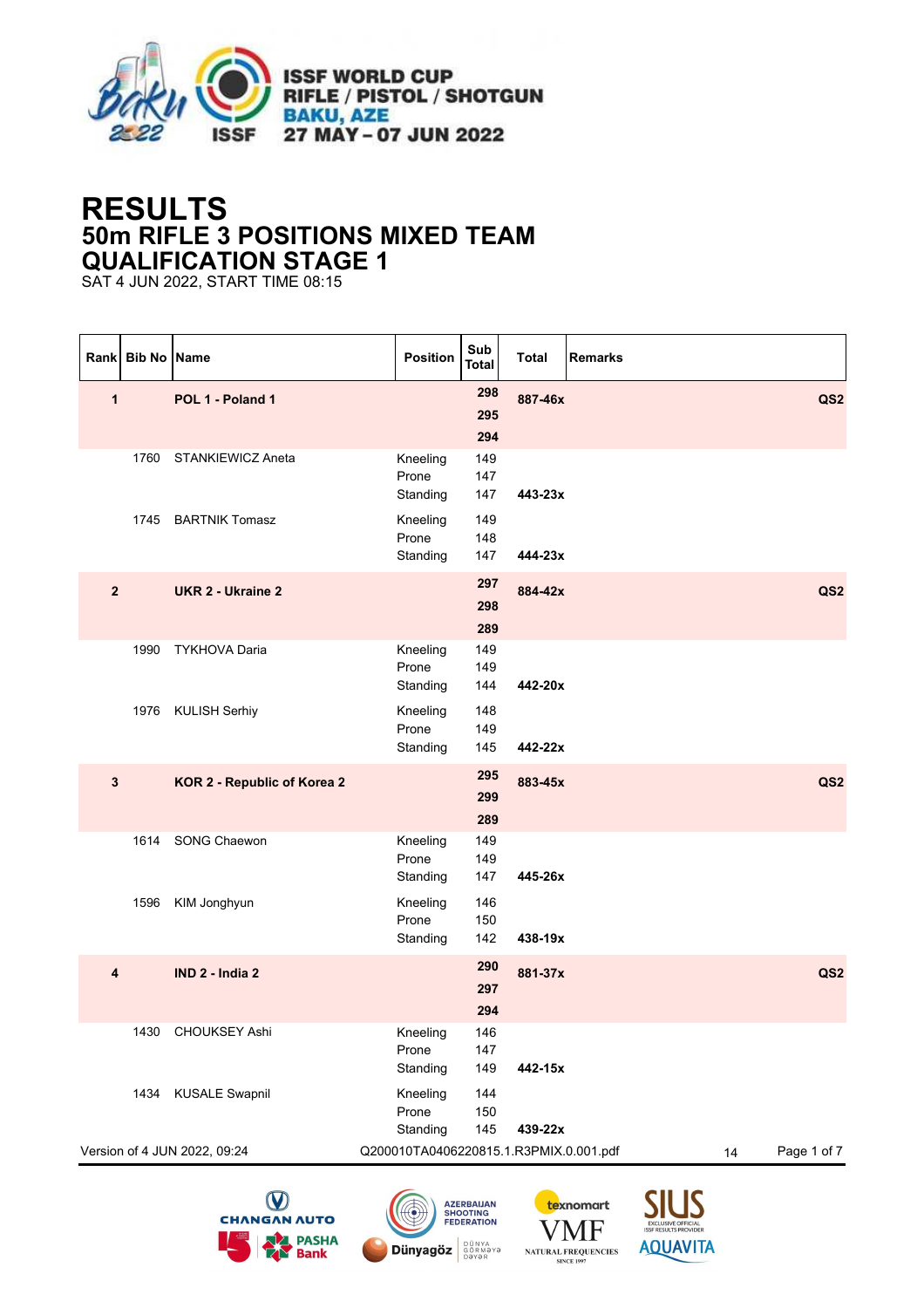ISSF WORLD CUP
RIFLE / PISTOL / SHOTGUN
BAKU, AZE
27 MAY – 07 JUN 2022

# RESULTS
## 50m RIFLE 3 POSITIONS MIXED TEAM
## QUALIFICATION STAGE 1

SAT 4 JUN 2022, START TIME 08:15

| Rank | Bib No | Name | Position | Sub Total | Total | Remarks |
|---|---|---|---|---|---|---|
| **1** | | **POL 1 - Poland 1** | | **298** **295** **294** | **887-46x** | **QS2** |
| | 1760 | STANKIEWICZ Aneta | Kneeling Prone Standing | 149 147 147 | **443-23x** | |
| | 1745 | BARTNIK Tomasz | Kneeling Prone Standing | 149 148 147 | **444-23x** | |
| **2** | | **UKR 2 - Ukraine 2** | | **297** **298** **289** | **884-42x** | **QS2** |
| | 1990 | TYKHOVA Daria | Kneeling Prone Standing | 149 149 144 | **442-20x** | |
| | 1976 | KULISH Serhiy | Kneeling Prone Standing | 148 149 145 | **442-22x** | |
| **3** | | **KOR 2 - Republic of Korea 2** | | **295** **299** **289** | **883-45x** | **QS2** |
| | 1614 | SONG Chaewon | Kneeling Prone Standing | 149 149 147 | **445-26x** | |
| | 1596 | KIM Jonghyun | Kneeling Prone Standing | 146 150 142 | **438-19x** | |
| **4** | | **IND 2 - India 2** | | **290** **297** **294** | **881-37x** | **QS2** |
| | 1430 | CHOUKSEY Ashi | Kneeling Prone Standing | 146 147 149 | **442-15x** | |
| | 1434 | KUSALE Swapnil | Kneeling Prone Standing | 144 150 145 | **439-22x** | |

Version of 4 JUN 2022, 09:24 Q200010TA0406220815.1.R3PMIX.0.001.pdf 14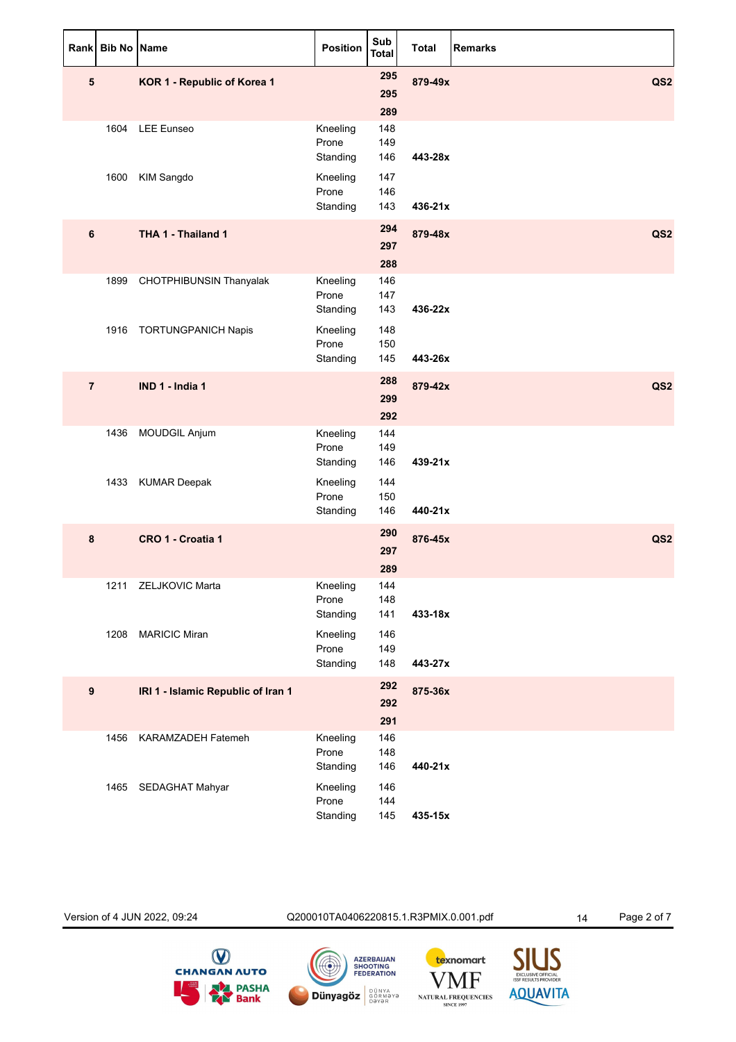| Rank | Bib No | Name | Position | Sub Total | Total | Remarks |
|---|---|---|---|---|---|---|
| **5** | | **KOR 1 - Republic of Korea 1** | | **295**<br>**295**<br>**289** | **879-49x** | **QS2** |
| | 1604 | LEE Eunseo | Kneeling<br>Prone<br>Standing | 148<br>149<br>146 | **443-28x** | |
| | 1600 | KIM Sangdo | Kneeling<br>Prone<br>Standing | 147<br>146<br>143 | **436-21x** | |
| **6** | | **THA 1 - Thailand 1** | | **294**<br>**297**<br>**288** | **879-48x** | **QS2** |
| | 1899 | CHOTPHIBUNSIN Thanyalak | Kneeling<br>Prone<br>Standing | 146<br>147<br>143 | **436-22x** | |
| | 1916 | TORTUNGPANICH Napis | Kneeling<br>Prone<br>Standing | 148<br>150<br>145 | **443-26x** | |
| **7** | | **IND 1 - India 1** | | **288**<br>**299**<br>**292** | **879-42x** | **QS2** |
| | 1436 | MOUDGIL Anjum | Kneeling<br>Prone<br>Standing | 144<br>149<br>146 | **439-21x** | |
| | 1433 | KUMAR Deepak | Kneeling<br>Prone<br>Standing | 144<br>150<br>146 | **440-21x** | |
| **8** | | **CRO 1 - Croatia 1** | | **290**<br>**297**<br>**289** | **876-45x** | **QS2** |
| | 1211 | ZELJKOVIC Marta | Kneeling<br>Prone<br>Standing | 144<br>148<br>141 | **433-18x** | |
| | 1208 | MARICIC Miran | Kneeling<br>Prone<br>Standing | 146<br>149<br>148 | **443-27x** | |
| **9** | | **IRI 1 - Islamic Republic of Iran 1** | | **292**<br>**292**<br>**291** | **875-36x** | |
| | 1456 | KARAMZADEH Fatemeh | Kneeling<br>Prone<br>Standing | 146<br>148<br>146 | **440-21x** | |
| | 1465 | SEDAGHAT Mahyar | Kneeling<br>Prone<br>Standing | 146<br>144<br>145 | **435-15x** | |

Version of 4 JUN 2022, 09:24 Q200010TA0406220815.1.R3PMIX.0.001.pdf 14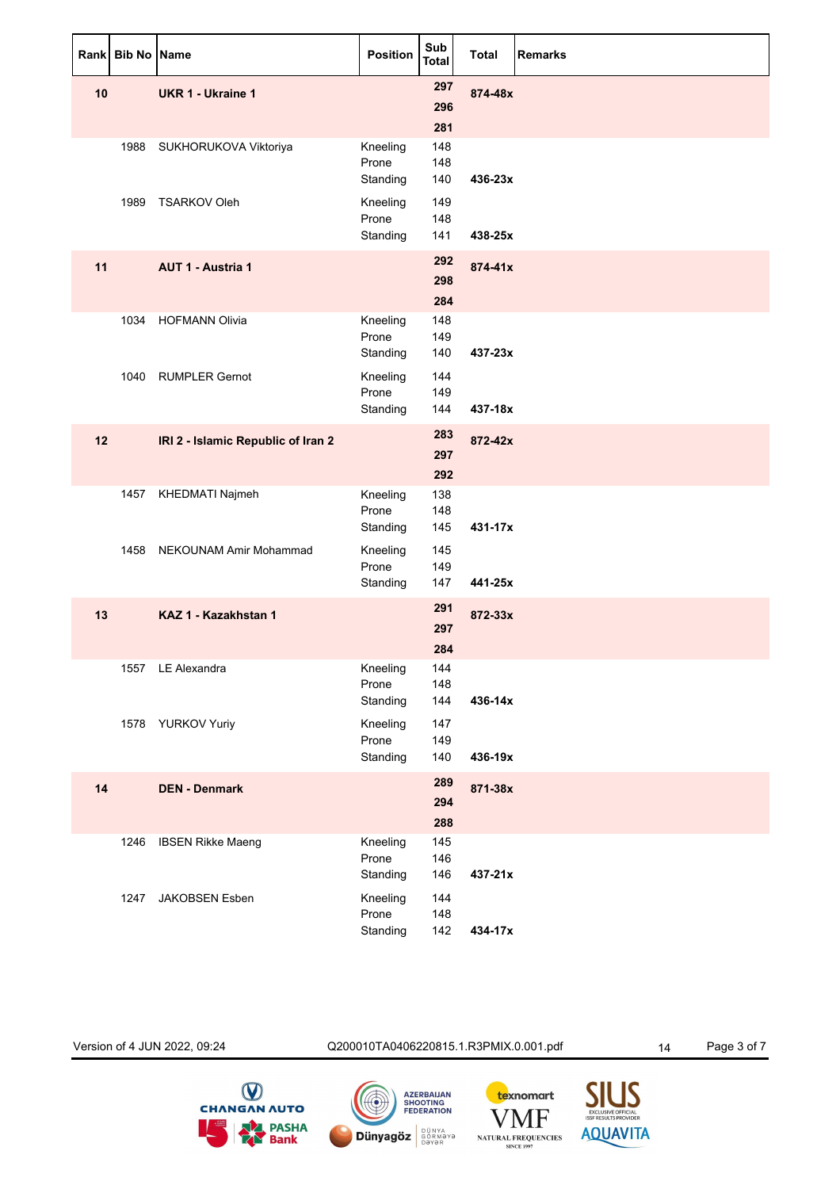| Rank | Bib No | Name | Position | Sub Total | Total | Remarks |
|---|---|---|---|---|---|---|
| **10** | | **UKR 1 - Ukraine 1** | | **297** | **874-48x** | |
| | | | | **296** | | |
| | | | | **281** | | |
| | 1988 | SUKHORUKOVA Viktoriya | Kneeling | 148 | | |
| | | | Prone | 148 | | |
| | | | Standing | 140 | **436-23x** | |
| | 1989 | TSARKOV Oleh | Kneeling | 149 | | |
| | | | Prone | 148 | | |
| | | | Standing | 141 | **438-25x** | |
| **11** | | **AUT 1 - Austria 1** | | **292** | **874-41x** | |
| | | | | **298** | | |
| | | | | **284** | | |
| | 1034 | HOFMANN Olivia | Kneeling | 148 | | |
| | | | Prone | 149 | | |
| | | | Standing | 140 | **437-23x** | |
| | 1040 | RUMPLER Gernot | Kneeling | 144 | | |
| | | | Prone | 149 | | |
| | | | Standing | 144 | **437-18x** | |
| **12** | | **IRI 2 - Islamic Republic of Iran 2** | | **283** | **872-42x** | |
| | | | | **297** | | |
| | | | | **292** | | |
| | 1457 | KHEDMATI Najmeh | Kneeling | 138 | | |
| | | | Prone | 148 | | |
| | | | Standing | 145 | **431-17x** | |
| | 1458 | NEKOUNAM Amir Mohammad | Kneeling | 145 | | |
| | | | Prone | 149 | | |
| | | | Standing | 147 | **441-25x** | |
| **13** | | **KAZ 1 - Kazakhstan 1** | | **291** | **872-33x** | |
| | | | | **297** | | |
| | | | | **284** | | |
| | 1557 | LE Alexandra | Kneeling | 144 | | |
| | | | Prone | 148 | | |
| | | | Standing | 144 | **436-14x** | |
| | 1578 | YURKOV Yuriy | Kneeling | 147 | | |
| | | | Prone | 149 | | |
| | | | Standing | 140 | **436-19x** | |
| **14** | | **DEN - Denmark** | | **289** | **871-38x** | |
| | | | | **294** | | |
| | | | | **288** | | |
| | 1246 | IBSEN Rikke Maeng | Kneeling | 145 | | |
| | | | Prone | 146 | | |
| | | | Standing | 146 | **437-21x** | |
| | 1247 | JAKOBSEN Esben | Kneeling | 144 | | |
| | | | Prone | 148 | | |
| | | | Standing | 142 | **434-17x** | |

Version of 4 JUN 2022, 09:24 Q200010TA0406220815.1.R3PMIX.0.001.pdf 14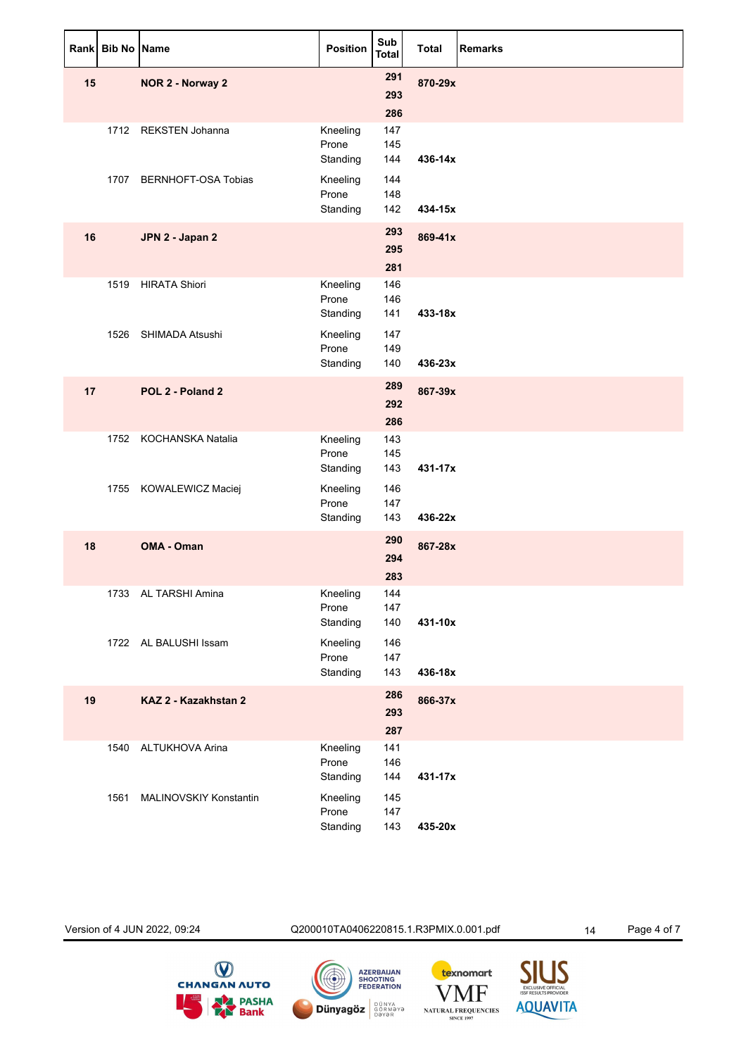| Rank | Bib No | Name | Position | Sub Total | Total | Remarks |
|---|---|---|---|---|---|---|
| **15** | | **NOR 2 - Norway 2** | | **291** | **870-29x** | |
| | | | | **293** | | |
| | | | | **286** | | |
| | 1712 | REKSTEN Johanna | Kneeling | 147 | | |
| | | | Prone | 145 | | |
| | | | Standing | 144 | **436-14x** | |
| | 1707 | BERNHOFT-OSA Tobias | Kneeling | 144 | | |
| | | | Prone | 148 | | |
| | | | Standing | 142 | **434-15x** | |
| **16** | | **JPN 2 - Japan 2** | | **293** | **869-41x** | |
| | | | | **295** | | |
| | | | | **281** | | |
| | 1519 | HIRATA Shiori | Kneeling | 146 | | |
| | | | Prone | 146 | | |
| | | | Standing | 141 | **433-18x** | |
| | 1526 | SHIMADA Atsushi | Kneeling | 147 | | |
| | | | Prone | 149 | | |
| | | | Standing | 140 | **436-23x** | |
| **17** | | **POL 2 - Poland 2** | | **289** | **867-39x** | |
| | | | | **292** | | |
| | | | | **286** | | |
| | 1752 | KOCHANSKA Natalia | Kneeling | 143 | | |
| | | | Prone | 145 | | |
| | | | Standing | 143 | **431-17x** | |
| | 1755 | KOWALEWICZ Maciej | Kneeling | 146 | | |
| | | | Prone | 147 | | |
| | | | Standing | 143 | **436-22x** | |
| **18** | | **OMA - Oman** | | **290** | **867-28x** | |
| | | | | **294** | | |
| | | | | **283** | | |
| | 1733 | AL TARSHI Amina | Kneeling | 144 | | |
| | | | Prone | 147 | | |
| | | | Standing | 140 | **431-10x** | |
| | 1722 | AL BALUSHI Issam | Kneeling | 146 | | |
| | | | Prone | 147 | | |
| | | | Standing | 143 | **436-18x** | |
| **19** | | **KAZ 2 - Kazakhstan 2** | | **286** | **866-37x** | |
| | | | | **293** | | |
| | | | | **287** | | |
| | 1540 | ALTUKHOVA Arina | Kneeling | 141 | | |
| | | | Prone | 146 | | |
| | | | Standing | 144 | **431-17x** | |
| | 1561 | MALINOVSKIY Konstantin | Kneeling | 145 | | |
| | | | Prone | 147 | | |
| | | | Standing | 143 | **435-20x** | |

Version of 4 JUN 2022, 09:24 Q200010TA0406220815.1.R3PMIX.0.001.pdf 14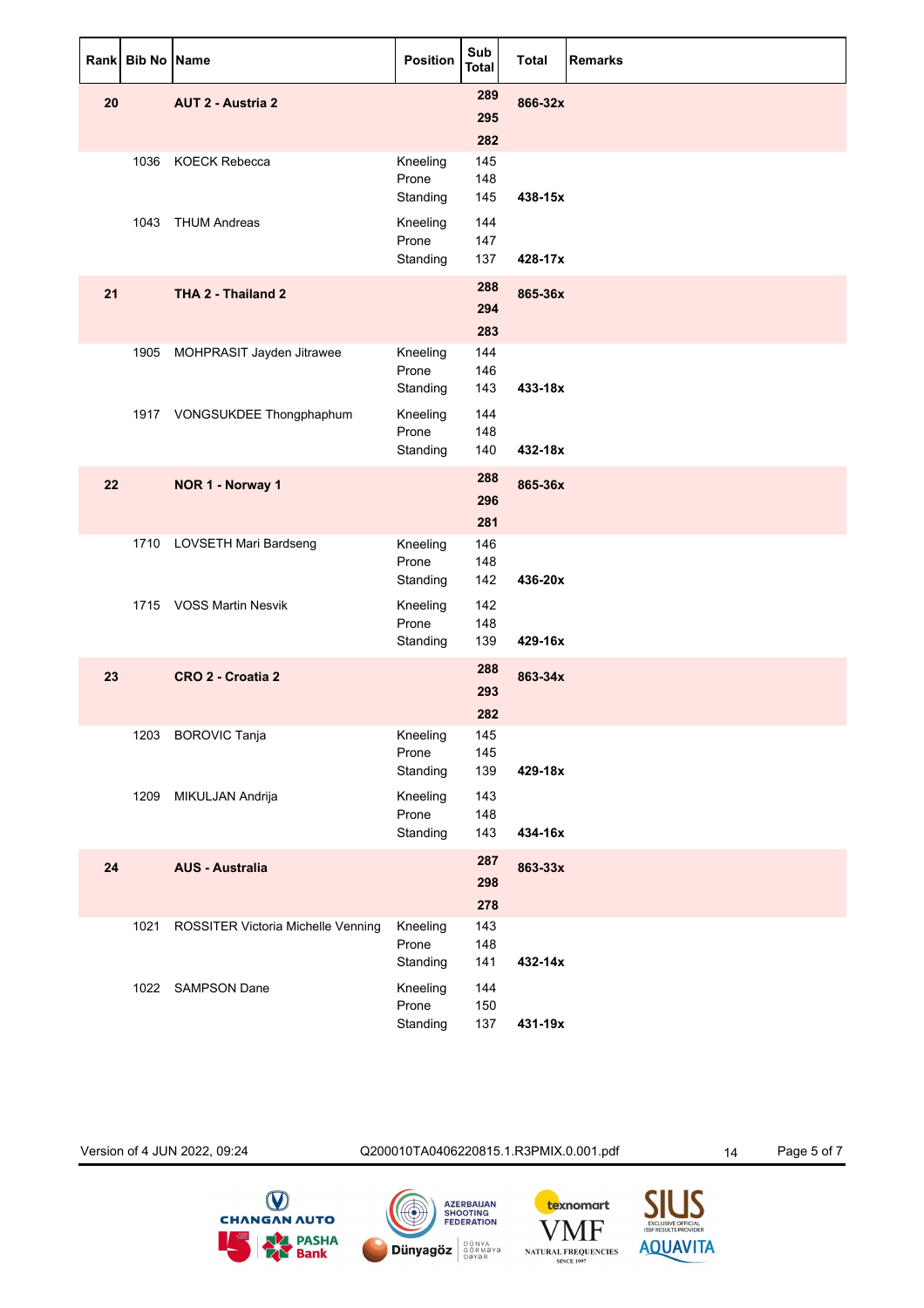| Rank | Bib No | Name | Position | Sub Total | Total | Remarks |
|---|---|---|---|---|---|---|
| **20** | | **AUT 2 - Austria 2** | | **289** | **866-32x** | |
| | | | | **295** | | |
| | | | | **282** | | |
| | 1036 | KOECK Rebecca | Kneeling | 145 | | |
| | | | Prone | 148 | | |
| | | | Standing | 145 | **438-15x** | |
| | 1043 | THUM Andreas | Kneeling | 144 | | |
| | | | Prone | 147 | | |
| | | | Standing | 137 | **428-17x** | |
| **21** | | **THA 2 - Thailand 2** | | **288** | **865-36x** | |
| | | | | **294** | | |
| | | | | **283** | | |
| | 1905 | MOHPRASIT Jayden Jitrawee | Kneeling | 144 | | |
| | | | Prone | 146 | | |
| | | | Standing | 143 | **433-18x** | |
| | 1917 | VONGSUKDEE Thongphaphum | Kneeling | 144 | | |
| | | | Prone | 148 | | |
| | | | Standing | 140 | **432-18x** | |
| **22** | | **NOR 1 - Norway 1** | | **288** | **865-36x** | |
| | | | | **296** | | |
| | | | | **281** | | |
| | 1710 | LOVSETH Mari Bardseng | Kneeling | 146 | | |
| | | | Prone | 148 | | |
| | | | Standing | 142 | **436-20x** | |
| | 1715 | VOSS Martin Nesvik | Kneeling | 142 | | |
| | | | Prone | 148 | | |
| | | | Standing | 139 | **429-16x** | |
| **23** | | **CRO 2 - Croatia 2** | | **288** | **863-34x** | |
| | | | | **293** | | |
| | | | | **282** | | |
| | 1203 | BOROVIC Tanja | Kneeling | 145 | | |
| | | | Prone | 145 | | |
| | | | Standing | 139 | **429-18x** | |
| | 1209 | MIKULJAN Andrija | Kneeling | 143 | | |
| | | | Prone | 148 | | |
| | | | Standing | 143 | **434-16x** | |
| **24** | | **AUS - Australia** | | **287** | **863-33x** | |
| | | | | **298** | | |
| | | | | **278** | | |
| | 1021 | ROSSITER Victoria Michelle Venning | Kneeling | 143 | | |
| | | | Prone | 148 | | |
| | | | Standing | 141 | **432-14x** | |
| | 1022 | SAMPSON Dane | Kneeling | 144 | | |
| | | | Prone | 150 | | |
| | | | Standing | 137 | **431-19x** | |

Version of 4 JUN 2022, 09:24 Q200010TA0406220815.1.R3PMIX.0.001.pdf 14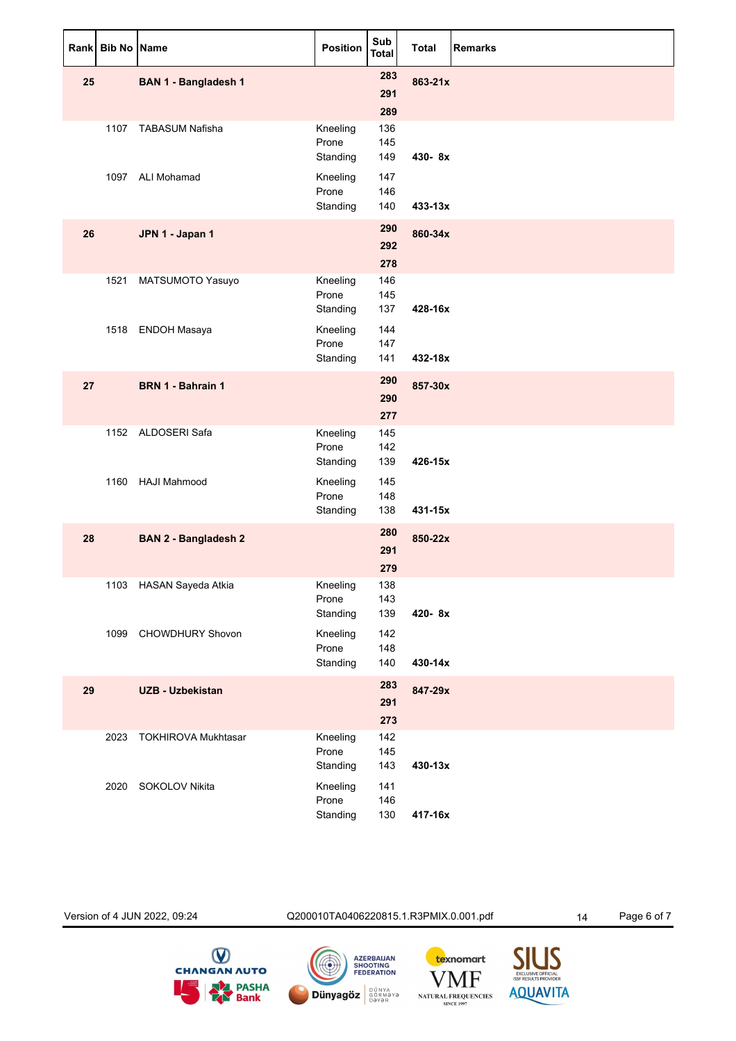| Rank | Bib No | Name | Position | Sub Total | Total | Remarks |
|---|---|---|---|---|---|---|
| **25** | | **BAN 1 - Bangladesh 1** | | **283** | **863-21x** | |
| | | | | **291** | | |
| | | | | **289** | | |
| | 1107 | TABASUM Nafisha | Kneeling | 136 | | |
| | | | Prone | 145 | | |
| | | | Standing | 149 | **430- 8x** | |
| | 1097 | ALI Mohamad | Kneeling | 147 | | |
| | | | Prone | 146 | | |
| | | | Standing | 140 | **433-13x** | |
| **26** | | **JPN 1 - Japan 1** | | **290** | **860-34x** | |
| | | | | **292** | | |
| | | | | **278** | | |
| | 1521 | MATSUMOTO Yasuyo | Kneeling | 146 | | |
| | | | Prone | 145 | | |
| | | | Standing | 137 | **428-16x** | |
| | 1518 | ENDOH Masaya | Kneeling | 144 | | |
| | | | Prone | 147 | | |
| | | | Standing | 141 | **432-18x** | |
| **27** | | **BRN 1 - Bahrain 1** | | **290** | **857-30x** | |
| | | | | **290** | | |
| | | | | **277** | | |
| | 1152 | ALDOSERI Safa | Kneeling | 145 | | |
| | | | Prone | 142 | | |
| | | | Standing | 139 | **426-15x** | |
| | 1160 | HAJI Mahmood | Kneeling | 145 | | |
| | | | Prone | 148 | | |
| | | | Standing | 138 | **431-15x** | |
| **28** | | **BAN 2 - Bangladesh 2** | | **280** | **850-22x** | |
| | | | | **291** | | |
| | | | | **279** | | |
| | 1103 | HASAN Sayeda Atkia | Kneeling | 138 | | |
| | | | Prone | 143 | | |
| | | | Standing | 139 | **420- 8x** | |
| | 1099 | CHOWDHURY Shovon | Kneeling | 142 | | |
| | | | Prone | 148 | | |
| | | | Standing | 140 | **430-14x** | |
| **29** | | **UZB - Uzbekistan** | | **283** | **847-29x** | |
| | | | | **291** | | |
| | | | | **273** | | |
| | 2023 | TOKHIROVA Mukhtasar | Kneeling | 142 | | |
| | | | Prone | 145 | | |
| | | | Standing | 143 | **430-13x** | |
| | 2020 | SOKOLOV Nikita | Kneeling | 141 | | |
| | | | Prone | 146 | | |
| | | | Standing | 130 | **417-16x** | |

Version of 4 JUN 2022, 09:24 Q200010TA0406220815.1.R3PMIX.0.001.pdf 14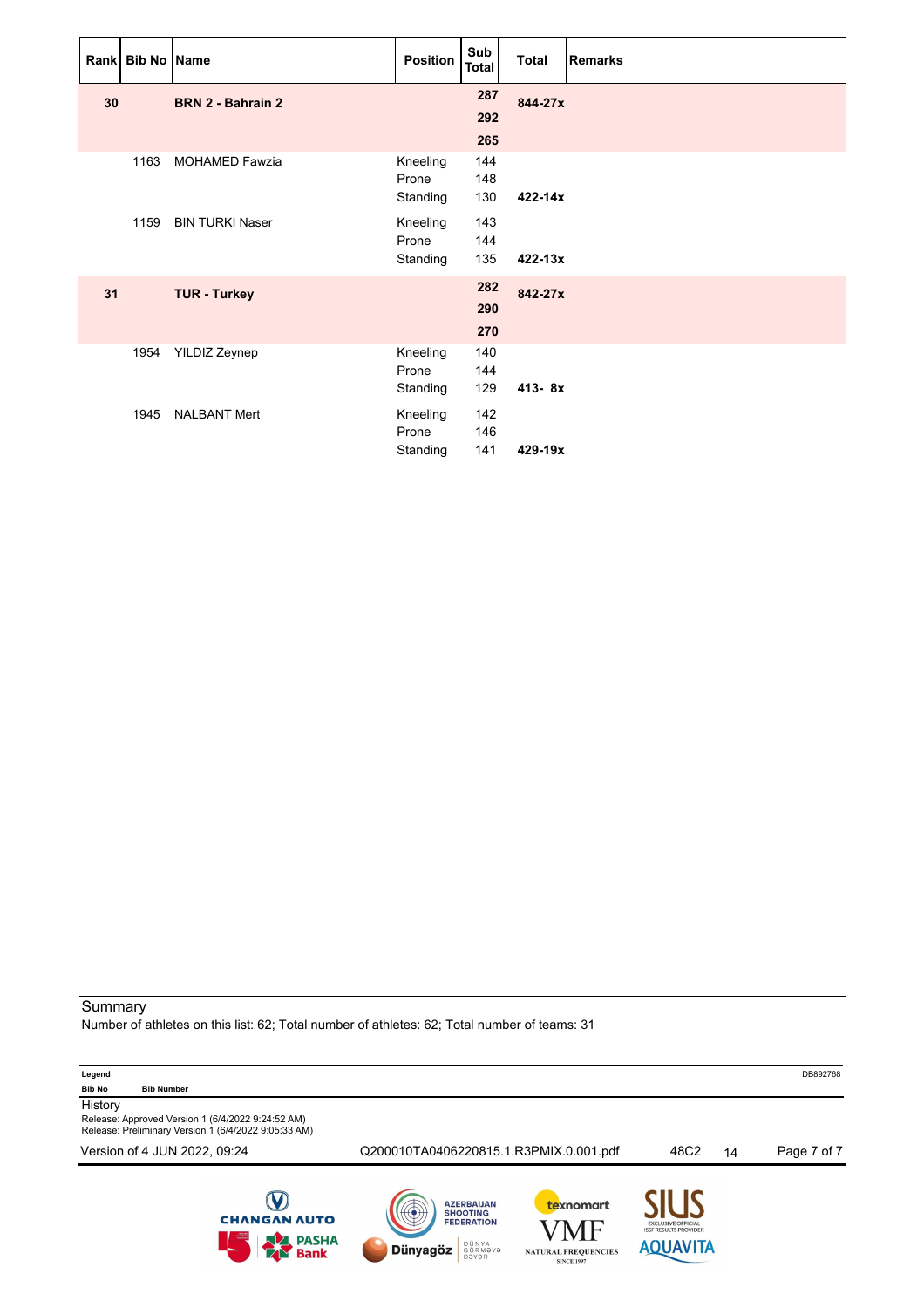| Rank | Bib No | Name | Position | Sub Total | Total | Remarks |
|---|---|---|---|---|---|---|
| **30** | | **BRN 2 - Bahrain 2** | | **287** | **844-27x** | |
| | | | | **292** | | |
| | | | | **265** | | |
| | 1163 | MOHAMED Fawzia | Kneeling | 144 | | |
| | | | Prone | 148 | | |
| | | | Standing | 130 | **422-14x** | |
| | 1159 | BIN TURKI Naser | Kneeling | 143 | | |
| | | | Prone | 144 | | |
| | | | Standing | 135 | **422-13x** | |
| **31** | | **TUR - Turkey** | | **282** | **842-27x** | |
| | | | | **290** | | |
| | | | | **270** | | |
| | 1954 | YILDIZ Zeynep | Kneeling | 140 | | |
| | | | Prone | 144 | | |
| | | | Standing | 129 | **413- 8x** | |
| | 1945 | NALBANT Mert | Kneeling | 142 | | |
| | | | Prone | 146 | | |
| | | | Standing | 141 | **429-19x** | |

Summary

Number of athletes on this list: 62; Total number of athletes: 62; Total number of teams: 31

**Legend**

**Bib No** **Bib Number**

DB892768

History

Release: Approved Version 1 (6/4/2022 9:24:52 AM)

Release: Preliminary Version 1 (6/4/2022 9:05:33 AM)

Version of 4 JUN 2022, 09:24 Q200010TA0406220815.1.R3PMIX.0.001.pdf 48C2 14